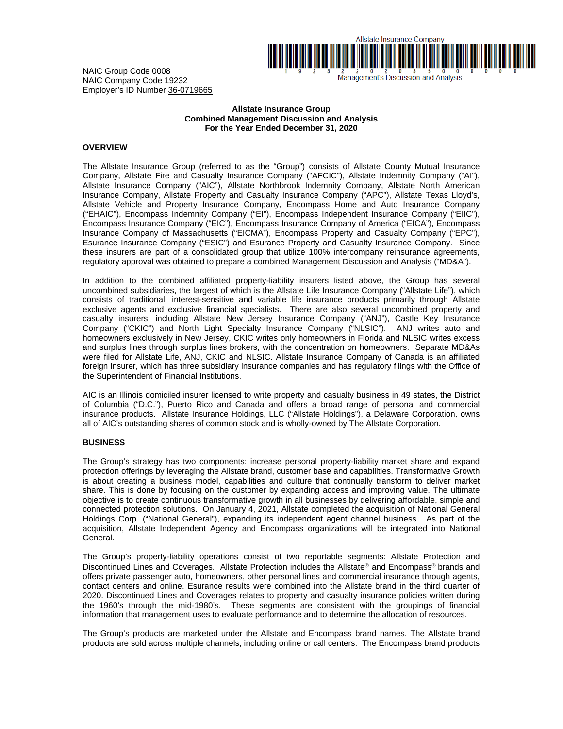NAIC Group Code 0008
NAIC Company Code 19232
Employer's ID Number 36-0719665

**Allstate Insurance Group**
**Combined Management Discussion and Analysis**
**For the Year Ended December 31, 2020**

## OVERVIEW

The Allstate Insurance Group (referred to as the "Group") consists of Allstate County Mutual Insurance Company, Allstate Fire and Casualty Insurance Company ("AFCIC"), Allstate Indemnity Company ("AI"), Allstate Insurance Company ("AIC"), Allstate Northbrook Indemnity Company, Allstate North American Insurance Company, Allstate Property and Casualty Insurance Company ("APC"), Allstate Texas Lloyd's, Allstate Vehicle and Property Insurance Company, Encompass Home and Auto Insurance Company ("EHAIC"), Encompass Indemnity Company ("EI"), Encompass Independent Insurance Company ("EIIC"), Encompass Insurance Company ("EIC"), Encompass Insurance Company of America ("EICA"), Encompass Insurance Company of Massachusetts ("EICMA"), Encompass Property and Casualty Company ("EPC"), Esurance Insurance Company ("ESIC") and Esurance Property and Casualty Insurance Company. Since these insurers are part of a consolidated group that utilize 100% intercompany reinsurance agreements, regulatory approval was obtained to prepare a combined Management Discussion and Analysis ("MD&A").

In addition to the combined affiliated property-liability insurers listed above, the Group has several uncombined subsidiaries, the largest of which is the Allstate Life Insurance Company ("Allstate Life"), which consists of traditional, interest-sensitive and variable life insurance products primarily through Allstate exclusive agents and exclusive financial specialists. There are also several uncombined property and casualty insurers, including Allstate New Jersey Insurance Company ("ANJ"), Castle Key Insurance Company ("CKIC") and North Light Specialty Insurance Company ("NLSIC"). ANJ writes auto and homeowners exclusively in New Jersey, CKIC writes only homeowners in Florida and NLSIC writes excess and surplus lines through surplus lines brokers, with the concentration on homeowners. Separate MD&As were filed for Allstate Life, ANJ, CKIC and NLSIC. Allstate Insurance Company of Canada is an affiliated foreign insurer, which has three subsidiary insurance companies and has regulatory filings with the Office of the Superintendent of Financial Institutions.

AIC is an Illinois domiciled insurer licensed to write property and casualty business in 49 states, the District of Columbia ("D.C."), Puerto Rico and Canada and offers a broad range of personal and commercial insurance products. Allstate Insurance Holdings, LLC ("Allstate Holdings"), a Delaware Corporation, owns all of AIC's outstanding shares of common stock and is wholly-owned by The Allstate Corporation.

## BUSINESS

The Group's strategy has two components: increase personal property-liability market share and expand protection offerings by leveraging the Allstate brand, customer base and capabilities. Transformative Growth is about creating a business model, capabilities and culture that continually transform to deliver market share. This is done by focusing on the customer by expanding access and improving value. The ultimate objective is to create continuous transformative growth in all businesses by delivering affordable, simple and connected protection solutions. On January 4, 2021, Allstate completed the acquisition of National General Holdings Corp. ("National General"), expanding its independent agent channel business. As part of the acquisition, Allstate Independent Agency and Encompass organizations will be integrated into National General.

The Group's property-liability operations consist of two reportable segments: Allstate Protection and Discontinued Lines and Coverages. Allstate Protection includes the Allstate® and Encompass® brands and offers private passenger auto, homeowners, other personal lines and commercial insurance through agents, contact centers and online. Esurance results were combined into the Allstate brand in the third quarter of 2020. Discontinued Lines and Coverages relates to property and casualty insurance policies written during the 1960's through the mid-1980's. These segments are consistent with the groupings of financial information that management uses to evaluate performance and to determine the allocation of resources.

The Group's products are marketed under the Allstate and Encompass brand names. The Allstate brand products are sold across multiple channels, including online or call centers. The Encompass brand products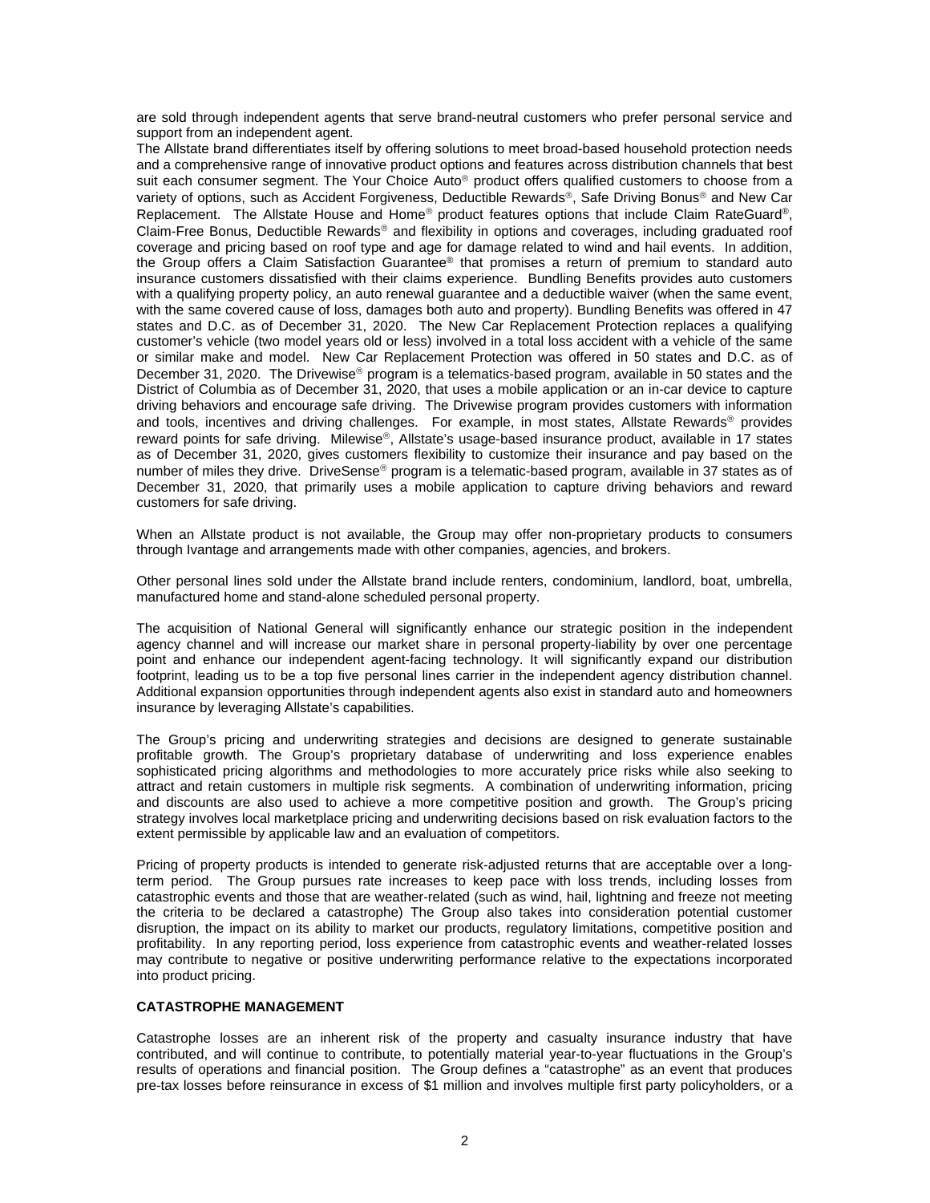are sold through independent agents that serve brand-neutral customers who prefer personal service and support from an independent agent.

The Allstate brand differentiates itself by offering solutions to meet broad-based household protection needs and a comprehensive range of innovative product options and features across distribution channels that best suit each consumer segment. The Your Choice Auto® product offers qualified customers to choose from a variety of options, such as Accident Forgiveness, Deductible Rewards®, Safe Driving Bonus® and New Car Replacement. The Allstate House and Home® product features options that include Claim RateGuard®, Claim-Free Bonus, Deductible Rewards® and flexibility in options and coverages, including graduated roof coverage and pricing based on roof type and age for damage related to wind and hail events. In addition, the Group offers a Claim Satisfaction Guarantee® that promises a return of premium to standard auto insurance customers dissatisfied with their claims experience. Bundling Benefits provides auto customers with a qualifying property policy, an auto renewal guarantee and a deductible waiver (when the same event, with the same covered cause of loss, damages both auto and property). Bundling Benefits was offered in 47 states and D.C. as of December 31, 2020. The New Car Replacement Protection replaces a qualifying customer's vehicle (two model years old or less) involved in a total loss accident with a vehicle of the same or similar make and model. New Car Replacement Protection was offered in 50 states and D.C. as of December 31, 2020. The Drivewise® program is a telematics-based program, available in 50 states and the District of Columbia as of December 31, 2020, that uses a mobile application or an in-car device to capture driving behaviors and encourage safe driving. The Drivewise program provides customers with information and tools, incentives and driving challenges. For example, in most states, Allstate Rewards® provides reward points for safe driving. Milewise®, Allstate's usage-based insurance product, available in 17 states as of December 31, 2020, gives customers flexibility to customize their insurance and pay based on the number of miles they drive. DriveSense® program is a telematic-based program, available in 37 states as of December 31, 2020, that primarily uses a mobile application to capture driving behaviors and reward customers for safe driving.

When an Allstate product is not available, the Group may offer non-proprietary products to consumers through Ivantage and arrangements made with other companies, agencies, and brokers.

Other personal lines sold under the Allstate brand include renters, condominium, landlord, boat, umbrella, manufactured home and stand-alone scheduled personal property.

The acquisition of National General will significantly enhance our strategic position in the independent agency channel and will increase our market share in personal property-liability by over one percentage point and enhance our independent agent-facing technology. It will significantly expand our distribution footprint, leading us to be a top five personal lines carrier in the independent agency distribution channel. Additional expansion opportunities through independent agents also exist in standard auto and homeowners insurance by leveraging Allstate's capabilities.

The Group's pricing and underwriting strategies and decisions are designed to generate sustainable profitable growth. The Group's proprietary database of underwriting and loss experience enables sophisticated pricing algorithms and methodologies to more accurately price risks while also seeking to attract and retain customers in multiple risk segments. A combination of underwriting information, pricing and discounts are also used to achieve a more competitive position and growth. The Group's pricing strategy involves local marketplace pricing and underwriting decisions based on risk evaluation factors to the extent permissible by applicable law and an evaluation of competitors.

Pricing of property products is intended to generate risk-adjusted returns that are acceptable over a long-term period. The Group pursues rate increases to keep pace with loss trends, including losses from catastrophic events and those that are weather-related (such as wind, hail, lightning and freeze not meeting the criteria to be declared a catastrophe) The Group also takes into consideration potential customer disruption, the impact on its ability to market our products, regulatory limitations, competitive position and profitability. In any reporting period, loss experience from catastrophic events and weather-related losses may contribute to negative or positive underwriting performance relative to the expectations incorporated into product pricing.

## CATASTROPHE MANAGEMENT

Catastrophe losses are an inherent risk of the property and casualty insurance industry that have contributed, and will continue to contribute, to potentially material year-to-year fluctuations in the Group's results of operations and financial position. The Group defines a "catastrophe" as an event that produces pre-tax losses before reinsurance in excess of $1 million and involves multiple first party policyholders, or a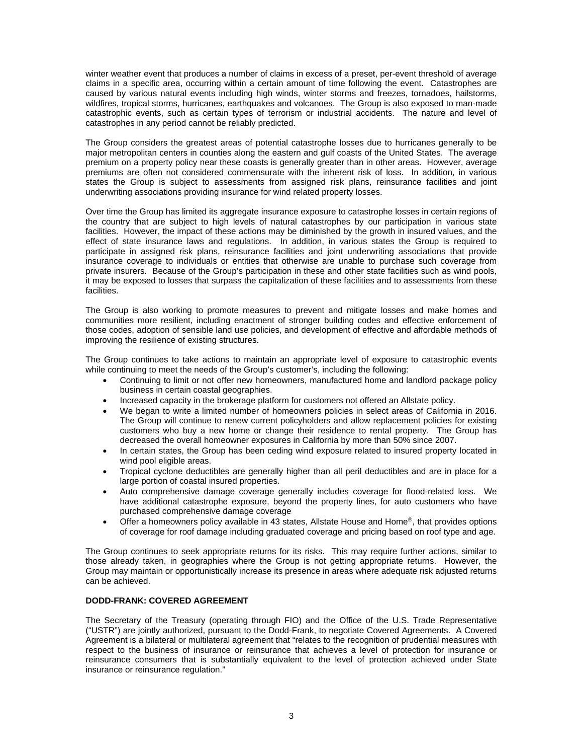winter weather event that produces a number of claims in excess of a preset, per-event threshold of average claims in a specific area, occurring within a certain amount of time following the event. Catastrophes are caused by various natural events including high winds, winter storms and freezes, tornadoes, hailstorms, wildfires, tropical storms, hurricanes, earthquakes and volcanoes. The Group is also exposed to man-made catastrophic events, such as certain types of terrorism or industrial accidents. The nature and level of catastrophes in any period cannot be reliably predicted.

The Group considers the greatest areas of potential catastrophe losses due to hurricanes generally to be major metropolitan centers in counties along the eastern and gulf coasts of the United States. The average premium on a property policy near these coasts is generally greater than in other areas. However, average premiums are often not considered commensurate with the inherent risk of loss. In addition, in various states the Group is subject to assessments from assigned risk plans, reinsurance facilities and joint underwriting associations providing insurance for wind related property losses.

Over time the Group has limited its aggregate insurance exposure to catastrophe losses in certain regions of the country that are subject to high levels of natural catastrophes by our participation in various state facilities. However, the impact of these actions may be diminished by the growth in insured values, and the effect of state insurance laws and regulations. In addition, in various states the Group is required to participate in assigned risk plans, reinsurance facilities and joint underwriting associations that provide insurance coverage to individuals or entities that otherwise are unable to purchase such coverage from private insurers. Because of the Group's participation in these and other state facilities such as wind pools, it may be exposed to losses that surpass the capitalization of these facilities and to assessments from these facilities.

The Group is also working to promote measures to prevent and mitigate losses and make homes and communities more resilient, including enactment of stronger building codes and effective enforcement of those codes, adoption of sensible land use policies, and development of effective and affordable methods of improving the resilience of existing structures.

The Group continues to take actions to maintain an appropriate level of exposure to catastrophic events while continuing to meet the needs of the Group's customer's, including the following:

- Continuing to limit or not offer new homeowners, manufactured home and landlord package policy business in certain coastal geographies.
- Increased capacity in the brokerage platform for customers not offered an Allstate policy.
- We began to write a limited number of homeowners policies in select areas of California in 2016. The Group will continue to renew current policyholders and allow replacement policies for existing customers who buy a new home or change their residence to rental property. The Group has decreased the overall homeowner exposures in California by more than 50% since 2007.
- In certain states, the Group has been ceding wind exposure related to insured property located in wind pool eligible areas.
- Tropical cyclone deductibles are generally higher than all peril deductibles and are in place for a large portion of coastal insured properties.
- Auto comprehensive damage coverage generally includes coverage for flood-related loss. We have additional catastrophe exposure, beyond the property lines, for auto customers who have purchased comprehensive damage coverage
- Offer a homeowners policy available in 43 states, Allstate House and Home®, that provides options of coverage for roof damage including graduated coverage and pricing based on roof type and age.

The Group continues to seek appropriate returns for its risks. This may require further actions, similar to those already taken, in geographies where the Group is not getting appropriate returns. However, the Group may maintain or opportunistically increase its presence in areas where adequate risk adjusted returns can be achieved.

**DODD-FRANK: COVERED AGREEMENT**

The Secretary of the Treasury (operating through FIO) and the Office of the U.S. Trade Representative ("USTR") are jointly authorized, pursuant to the Dodd-Frank, to negotiate Covered Agreements. A Covered Agreement is a bilateral or multilateral agreement that "relates to the recognition of prudential measures with respect to the business of insurance or reinsurance that achieves a level of protection for insurance or reinsurance consumers that is substantially equivalent to the level of protection achieved under State insurance or reinsurance regulation."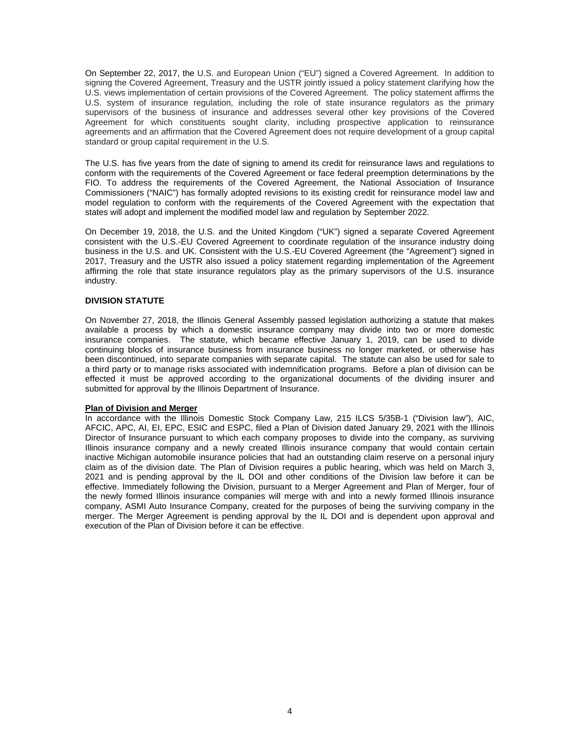On September 22, 2017, the U.S. and European Union ("EU") signed a Covered Agreement. In addition to signing the Covered Agreement, Treasury and the USTR jointly issued a policy statement clarifying how the U.S. views implementation of certain provisions of the Covered Agreement. The policy statement affirms the U.S. system of insurance regulation, including the role of state insurance regulators as the primary supervisors of the business of insurance and addresses several other key provisions of the Covered Agreement for which constituents sought clarity, including prospective application to reinsurance agreements and an affirmation that the Covered Agreement does not require development of a group capital standard or group capital requirement in the U.S.

The U.S. has five years from the date of signing to amend its credit for reinsurance laws and regulations to conform with the requirements of the Covered Agreement or face federal preemption determinations by the FIO. To address the requirements of the Covered Agreement, the National Association of Insurance Commissioners ("NAIC") has formally adopted revisions to its existing credit for reinsurance model law and model regulation to conform with the requirements of the Covered Agreement with the expectation that states will adopt and implement the modified model law and regulation by September 2022.

On December 19, 2018, the U.S. and the United Kingdom ("UK") signed a separate Covered Agreement consistent with the U.S.-EU Covered Agreement to coordinate regulation of the insurance industry doing business in the U.S. and UK. Consistent with the U.S.-EU Covered Agreement (the "Agreement") signed in 2017, Treasury and the USTR also issued a policy statement regarding implementation of the Agreement affirming the role that state insurance regulators play as the primary supervisors of the U.S. insurance industry.

**DIVISION STATUTE**

On November 27, 2018, the Illinois General Assembly passed legislation authorizing a statute that makes available a process by which a domestic insurance company may divide into two or more domestic insurance companies. The statute, which became effective January 1, 2019, can be used to divide continuing blocks of insurance business from insurance business no longer marketed, or otherwise has been discontinued, into separate companies with separate capital. The statute can also be used for sale to a third party or to manage risks associated with indemnification programs. Before a plan of division can be effected it must be approved according to the organizational documents of the dividing insurer and submitted for approval by the Illinois Department of Insurance.

**Plan of Division and Merger**

In accordance with the Illinois Domestic Stock Company Law, 215 ILCS 5/35B-1 ("Division law"), AIC, AFCIC, APC, AI, EI, EPC, ESIC and ESPC, filed a Plan of Division dated January 29, 2021 with the Illinois Director of Insurance pursuant to which each company proposes to divide into the company, as surviving Illinois insurance company and a newly created Illinois insurance company that would contain certain inactive Michigan automobile insurance policies that had an outstanding claim reserve on a personal injury claim as of the division date. The Plan of Division requires a public hearing, which was held on March 3, 2021 and is pending approval by the IL DOI and other conditions of the Division law before it can be effective. Immediately following the Division, pursuant to a Merger Agreement and Plan of Merger, four of the newly formed Illinois insurance companies will merge with and into a newly formed Illinois insurance company, ASMI Auto Insurance Company, created for the purposes of being the surviving company in the merger. The Merger Agreement is pending approval by the IL DOI and is dependent upon approval and execution of the Plan of Division before it can be effective.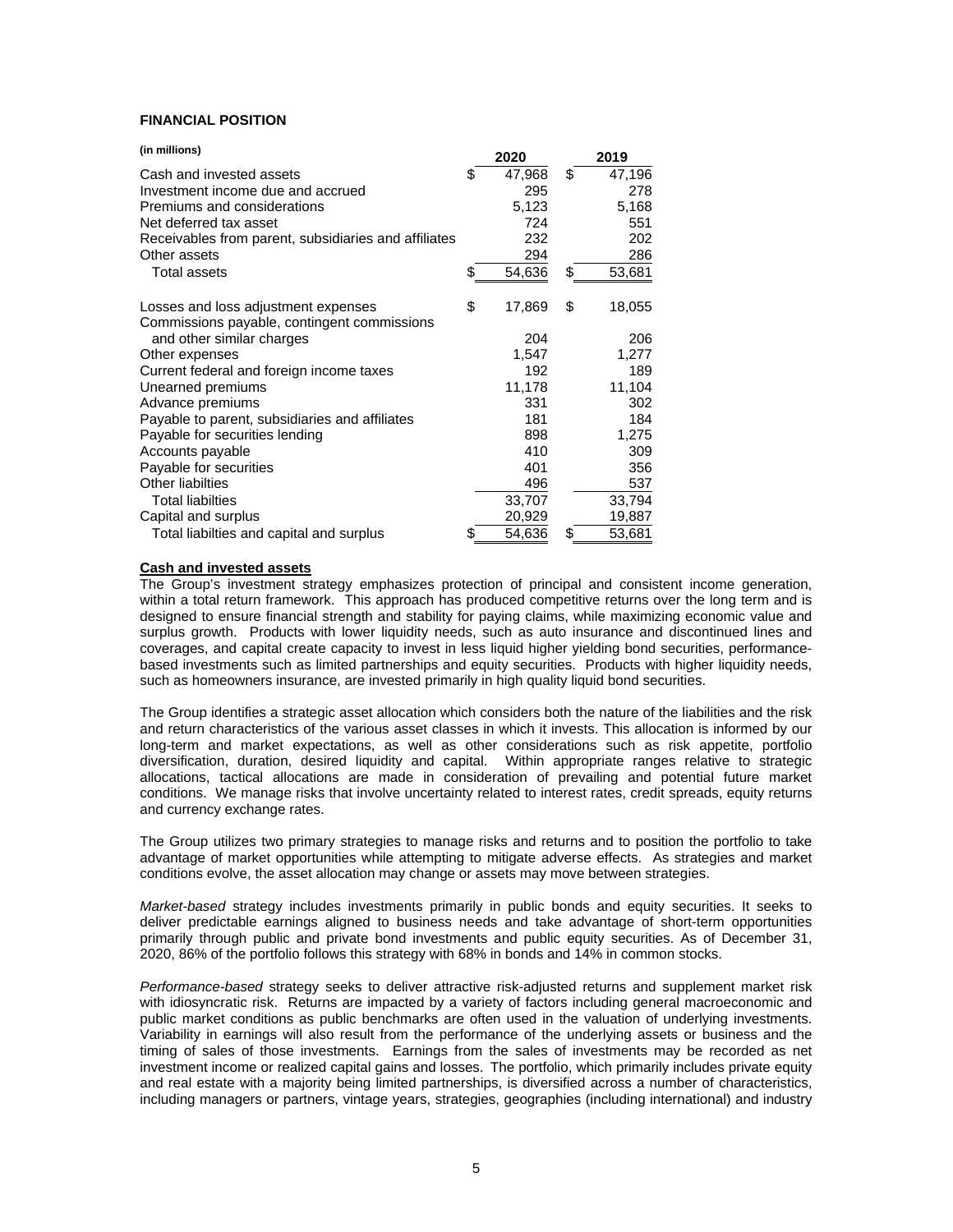## FINANCIAL POSITION

| (in millions) | 2020 | 2019 |
|---|---|---|
| Cash and invested assets | $ 47,968 | $ 47,196 |
| Investment income due and accrued | 295 | 278 |
| Premiums and considerations | 5,123 | 5,168 |
| Net deferred tax asset | 724 | 551 |
| Receivables from parent, subsidiaries and affiliates | 232 | 202 |
| Other assets | 294 | 286 |
| Total assets | $ 54,636 | $ 53,681 |
| | | |
| Losses and loss adjustment expenses | $ 17,869 | $ 18,055 |
| Commissions payable, contingent commissions and other similar charges | 204 | 206 |
| Other expenses | 1,547 | 1,277 |
| Current federal and foreign income taxes | 192 | 189 |
| Unearned premiums | 11,178 | 11,104 |
| Advance premiums | 331 | 302 |
| Payable to parent, subsidiaries and affiliates | 181 | 184 |
| Payable for securities lending | 898 | 1,275 |
| Accounts payable | 410 | 309 |
| Payable for securities | 401 | 356 |
| Other liabilties | 496 | 537 |
| Total liabilties | 33,707 | 33,794 |
| Capital and surplus | 20,929 | 19,887 |
| Total liabilties and capital and surplus | $ 54,636 | $ 53,681 |

**Cash and invested assets**

The Group's investment strategy emphasizes protection of principal and consistent income generation, within a total return framework. This approach has produced competitive returns over the long term and is designed to ensure financial strength and stability for paying claims, while maximizing economic value and surplus growth. Products with lower liquidity needs, such as auto insurance and discontinued lines and coverages, and capital create capacity to invest in less liquid higher yielding bond securities, performance-based investments such as limited partnerships and equity securities. Products with higher liquidity needs, such as homeowners insurance, are invested primarily in high quality liquid bond securities.

The Group identifies a strategic asset allocation which considers both the nature of the liabilities and the risk and return characteristics of the various asset classes in which it invests. This allocation is informed by our long-term and market expectations, as well as other considerations such as risk appetite, portfolio diversification, duration, desired liquidity and capital. Within appropriate ranges relative to strategic allocations, tactical allocations are made in consideration of prevailing and potential future market conditions. We manage risks that involve uncertainty related to interest rates, credit spreads, equity returns and currency exchange rates.

The Group utilizes two primary strategies to manage risks and returns and to position the portfolio to take advantage of market opportunities while attempting to mitigate adverse effects. As strategies and market conditions evolve, the asset allocation may change or assets may move between strategies.

*Market-based* strategy includes investments primarily in public bonds and equity securities. It seeks to deliver predictable earnings aligned to business needs and take advantage of short-term opportunities primarily through public and private bond investments and public equity securities. As of December 31, 2020, 86% of the portfolio follows this strategy with 68% in bonds and 14% in common stocks.

*Performance-based* strategy seeks to deliver attractive risk-adjusted returns and supplement market risk with idiosyncratic risk. Returns are impacted by a variety of factors including general macroeconomic and public market conditions as public benchmarks are often used in the valuation of underlying investments. Variability in earnings will also result from the performance of the underlying assets or business and the timing of sales of those investments. Earnings from the sales of investments may be recorded as net investment income or realized capital gains and losses. The portfolio, which primarily includes private equity and real estate with a majority being limited partnerships, is diversified across a number of characteristics, including managers or partners, vintage years, strategies, geographies (including international) and industry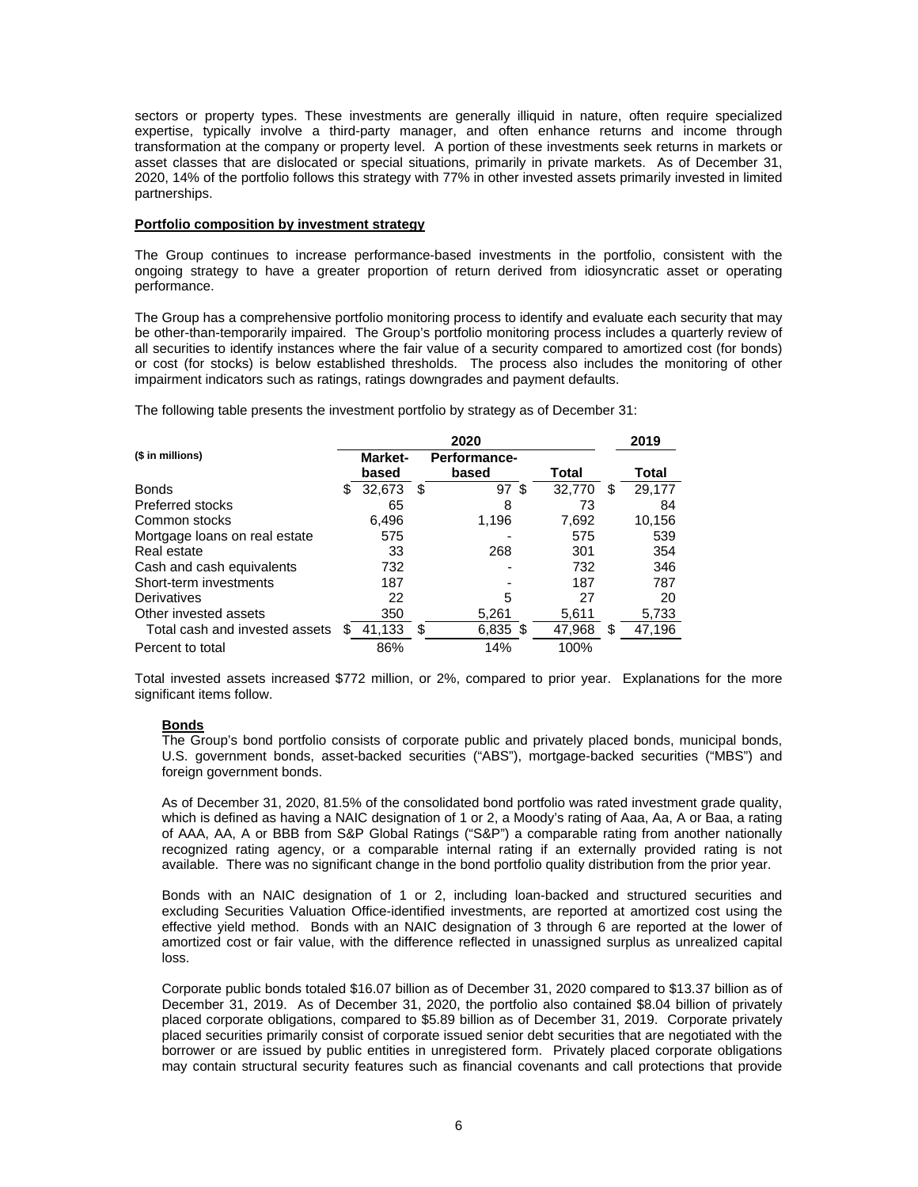sectors or property types. These investments are generally illiquid in nature, often require specialized expertise, typically involve a third-party manager, and often enhance returns and income through transformation at the company or property level. A portion of these investments seek returns in markets or asset classes that are dislocated or special situations, primarily in private markets. As of December 31, 2020, 14% of the portfolio follows this strategy with 77% in other invested assets primarily invested in limited partnerships.

**Portfolio composition by investment strategy**

The Group continues to increase performance-based investments in the portfolio, consistent with the ongoing strategy to have a greater proportion of return derived from idiosyncratic asset or operating performance.

The Group has a comprehensive portfolio monitoring process to identify and evaluate each security that may be other-than-temporarily impaired. The Group's portfolio monitoring process includes a quarterly review of all securities to identify instances where the fair value of a security compared to amortized cost (for bonds) or cost (for stocks) is below established thresholds. The process also includes the monitoring of other impairment indicators such as ratings, ratings downgrades and payment defaults.

The following table presents the investment portfolio by strategy as of December 31:

| ($ in millions) | 2020 | | | 2019 |
|---|---|---|---|---|
| | Market-based | Performance-based | Total | Total |
| Bonds | $ 32,673 | $ 97 | $ 32,770 | $ 29,177 |
| Preferred stocks | 65 | 8 | 73 | 84 |
| Common stocks | 6,496 | 1,196 | 7,692 | 10,156 |
| Mortgage loans on real estate | 575 | - | 575 | 539 |
| Real estate | 33 | 268 | 301 | 354 |
| Cash and cash equivalents | 732 | - | 732 | 346 |
| Short-term investments | 187 | - | 187 | 787 |
| Derivatives | 22 | 5 | 27 | 20 |
| Other invested assets | 350 | 5,261 | 5,611 | 5,733 |
| Total cash and invested assets | $ 41,133 | $ 6,835 | $ 47,968 | $ 47,196 |
| Percent to total | 86% | 14% | 100% | |

Total invested assets increased $772 million, or 2%, compared to prior year. Explanations for the more significant items follow.

**Bonds**

The Group's bond portfolio consists of corporate public and privately placed bonds, municipal bonds, U.S. government bonds, asset-backed securities ("ABS"), mortgage-backed securities ("MBS") and foreign government bonds.

As of December 31, 2020, 81.5% of the consolidated bond portfolio was rated investment grade quality, which is defined as having a NAIC designation of 1 or 2, a Moody's rating of Aaa, Aa, A or Baa, a rating of AAA, AA, A or BBB from S&P Global Ratings ("S&P") a comparable rating from another nationally recognized rating agency, or a comparable internal rating if an externally provided rating is not available. There was no significant change in the bond portfolio quality distribution from the prior year.

Bonds with an NAIC designation of 1 or 2, including loan-backed and structured securities and excluding Securities Valuation Office-identified investments, are reported at amortized cost using the effective yield method. Bonds with an NAIC designation of 3 through 6 are reported at the lower of amortized cost or fair value, with the difference reflected in unassigned surplus as unrealized capital loss.

Corporate public bonds totaled $16.07 billion as of December 31, 2020 compared to $13.37 billion as of December 31, 2019. As of December 31, 2020, the portfolio also contained $8.04 billion of privately placed corporate obligations, compared to $5.89 billion as of December 31, 2019. Corporate privately placed securities primarily consist of corporate issued senior debt securities that are negotiated with the borrower or are issued by public entities in unregistered form. Privately placed corporate obligations may contain structural security features such as financial covenants and call protections that provide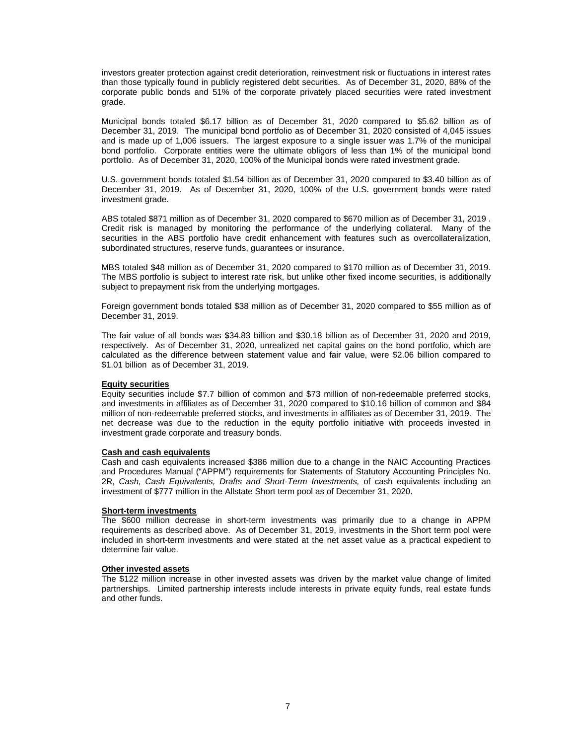investors greater protection against credit deterioration, reinvestment risk or fluctuations in interest rates than those typically found in publicly registered debt securities. As of December 31, 2020, 88% of the corporate public bonds and 51% of the corporate privately placed securities were rated investment grade.

Municipal bonds totaled $6.17 billion as of December 31, 2020 compared to $5.62 billion as of December 31, 2019. The municipal bond portfolio as of December 31, 2020 consisted of 4,045 issues and is made up of 1,006 issuers. The largest exposure to a single issuer was 1.7% of the municipal bond portfolio. Corporate entities were the ultimate obligors of less than 1% of the municipal bond portfolio. As of December 31, 2020, 100% of the Municipal bonds were rated investment grade.

U.S. government bonds totaled $1.54 billion as of December 31, 2020 compared to $3.40 billion as of December 31, 2019. As of December 31, 2020, 100% of the U.S. government bonds were rated investment grade.

ABS totaled $871 million as of December 31, 2020 compared to $670 million as of December 31, 2019 . Credit risk is managed by monitoring the performance of the underlying collateral. Many of the securities in the ABS portfolio have credit enhancement with features such as overcollateralization, subordinated structures, reserve funds, guarantees or insurance.

MBS totaled $48 million as of December 31, 2020 compared to $170 million as of December 31, 2019. The MBS portfolio is subject to interest rate risk, but unlike other fixed income securities, is additionally subject to prepayment risk from the underlying mortgages.

Foreign government bonds totaled $38 million as of December 31, 2020 compared to $55 million as of December 31, 2019.

The fair value of all bonds was $34.83 billion and $30.18 billion as of December 31, 2020 and 2019, respectively. As of December 31, 2020, unrealized net capital gains on the bond portfolio, which are calculated as the difference between statement value and fair value, were $2.06 billion compared to $1.01 billion as of December 31, 2019.

**Equity securities**

Equity securities include $7.7 billion of common and $73 million of non-redeemable preferred stocks, and investments in affiliates as of December 31, 2020 compared to $10.16 billion of common and $84 million of non-redeemable preferred stocks, and investments in affiliates as of December 31, 2019. The net decrease was due to the reduction in the equity portfolio initiative with proceeds invested in investment grade corporate and treasury bonds.

**Cash and cash equivalents**

Cash and cash equivalents increased $386 million due to a change in the NAIC Accounting Practices and Procedures Manual ("APPM") requirements for Statements of Statutory Accounting Principles No. 2R, *Cash, Cash Equivalents, Drafts and Short-Term Investments,* of cash equivalents including an investment of $777 million in the Allstate Short term pool as of December 31, 2020.

**Short-term investments**

The $600 million decrease in short-term investments was primarily due to a change in APPM requirements as described above. As of December 31, 2019, investments in the Short term pool were included in short-term investments and were stated at the net asset value as a practical expedient to determine fair value.

**Other invested assets**

The $122 million increase in other invested assets was driven by the market value change of limited partnerships. Limited partnership interests include interests in private equity funds, real estate funds and other funds.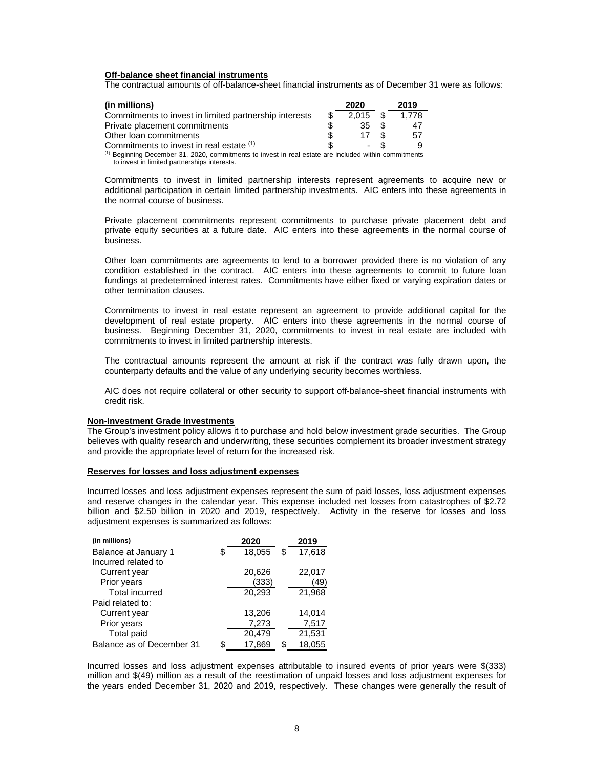**Off-balance sheet financial instruments**

The contractual amounts of off-balance-sheet financial instruments as of December 31 were as follows:

| (in millions) | 2020 | 2019 |
|---|---|---|
| Commitments to invest in limited partnership interests | $ 2,015 | $ 1,778 |
| Private placement commitments | $ 35 | $ 47 |
| Other loan commitments | $ 17 | $ 57 |
| Commitments to invest in real estate [1] | $ - | $ 9 |

[1] Beginning December 31, 2020, commitments to invest in real estate are included within commitments to invest in limited partnerships interests.

Commitments to invest in limited partnership interests represent agreements to acquire new or additional participation in certain limited partnership investments. AIC enters into these agreements in the normal course of business.

Private placement commitments represent commitments to purchase private placement debt and private equity securities at a future date. AIC enters into these agreements in the normal course of business.

Other loan commitments are agreements to lend to a borrower provided there is no violation of any condition established in the contract. AIC enters into these agreements to commit to future loan fundings at predetermined interest rates. Commitments have either fixed or varying expiration dates or other termination clauses.

Commitments to invest in real estate represent an agreement to provide additional capital for the development of real estate property. AIC enters into these agreements in the normal course of business. Beginning December 31, 2020, commitments to invest in real estate are included with commitments to invest in limited partnership interests.

The contractual amounts represent the amount at risk if the contract was fully drawn upon, the counterparty defaults and the value of any underlying security becomes worthless.

AIC does not require collateral or other security to support off-balance-sheet financial instruments with credit risk.

**Non-Investment Grade Investments**

The Group's investment policy allows it to purchase and hold below investment grade securities. The Group believes with quality research and underwriting, these securities complement its broader investment strategy and provide the appropriate level of return for the increased risk.

**Reserves for losses and loss adjustment expenses**

Incurred losses and loss adjustment expenses represent the sum of paid losses, loss adjustment expenses and reserve changes in the calendar year. This expense included net losses from catastrophes of $2.72 billion and $2.50 billion in 2020 and 2019, respectively. Activity in the reserve for losses and loss adjustment expenses is summarized as follows:

| (in millions) | 2020 | 2019 |
|---|---|---|
| Balance at January 1 | $ 18,055 | $ 17,618 |
| Incurred related to | | |
| Current year | 20,626 | 22,017 |
| Prior years | (333) | (49) |
| Total incurred | 20,293 | 21,968 |
| Paid related to: | | |
| Current year | 13,206 | 14,014 |
| Prior years | 7,273 | 7,517 |
| Total paid | 20,479 | 21,531 |
| Balance as of December 31 | $ 17,869 | $ 18,055 |

Incurred losses and loss adjustment expenses attributable to insured events of prior years were $(333) million and $(49) million as a result of the reestimation of unpaid losses and loss adjustment expenses for the years ended December 31, 2020 and 2019, respectively. These changes were generally the result of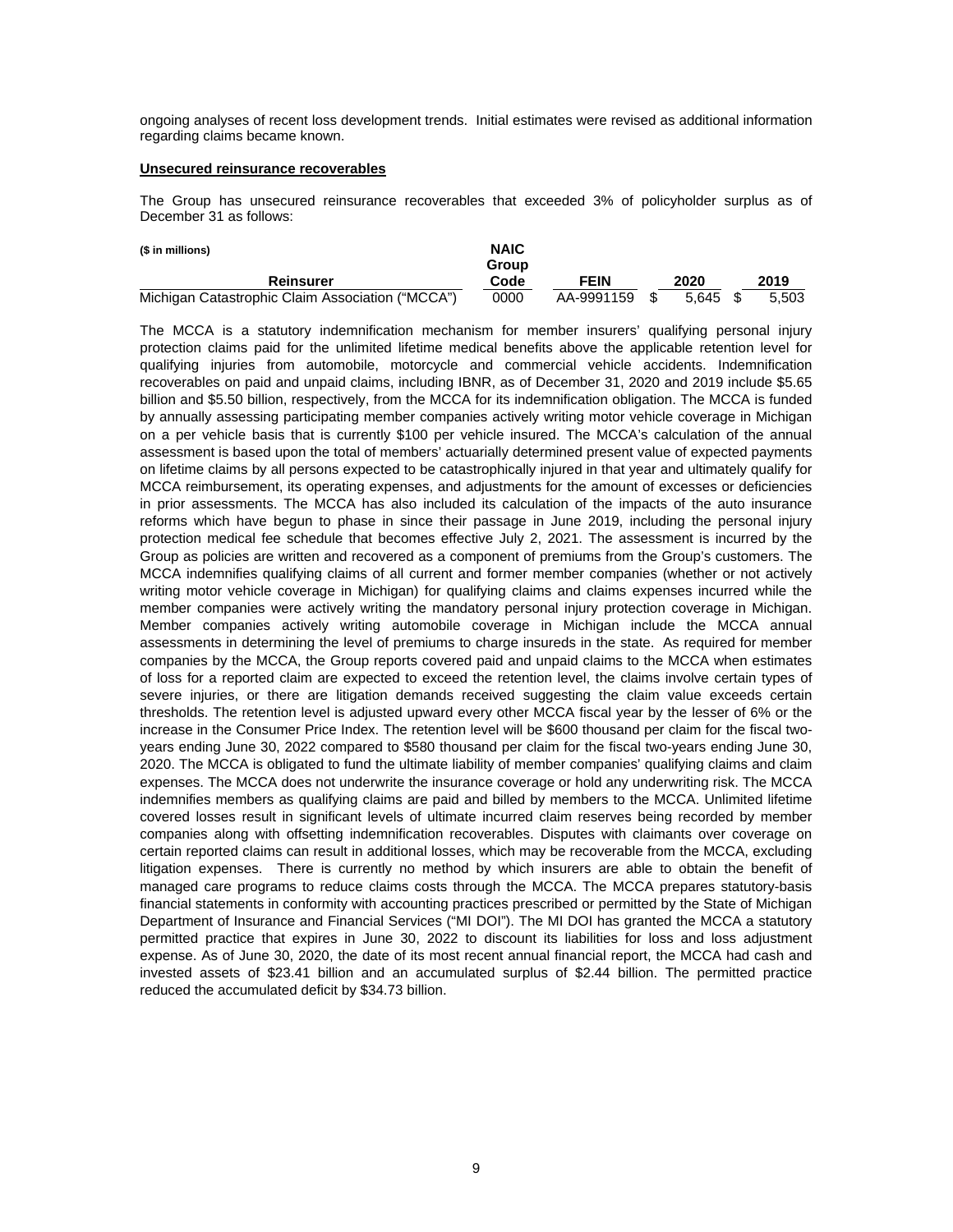ongoing analyses of recent loss development trends. Initial estimates were revised as additional information regarding claims became known.

**Unsecured reinsurance recoverables**

The Group has unsecured reinsurance recoverables that exceeded 3% of policyholder surplus as of December 31 as follows:

| ($ in millions) Reinsurer | NAIC Group Code | FEIN | 2020 | 2019 |
|---|---|---|---|---|
| Michigan Catastrophic Claim Association ("MCCA") | 0000 | AA-9991159 | $ 5,645 | $ 5,503 |

The MCCA is a statutory indemnification mechanism for member insurers' qualifying personal injury protection claims paid for the unlimited lifetime medical benefits above the applicable retention level for qualifying injuries from automobile, motorcycle and commercial vehicle accidents. Indemnification recoverables on paid and unpaid claims, including IBNR, as of December 31, 2020 and 2019 include $5.65 billion and $5.50 billion, respectively, from the MCCA for its indemnification obligation. The MCCA is funded by annually assessing participating member companies actively writing motor vehicle coverage in Michigan on a per vehicle basis that is currently $100 per vehicle insured. The MCCA's calculation of the annual assessment is based upon the total of members' actuarially determined present value of expected payments on lifetime claims by all persons expected to be catastrophically injured in that year and ultimately qualify for MCCA reimbursement, its operating expenses, and adjustments for the amount of excesses or deficiencies in prior assessments. The MCCA has also included its calculation of the impacts of the auto insurance reforms which have begun to phase in since their passage in June 2019, including the personal injury protection medical fee schedule that becomes effective July 2, 2021. The assessment is incurred by the Group as policies are written and recovered as a component of premiums from the Group's customers. The MCCA indemnifies qualifying claims of all current and former member companies (whether or not actively writing motor vehicle coverage in Michigan) for qualifying claims and claims expenses incurred while the member companies were actively writing the mandatory personal injury protection coverage in Michigan. Member companies actively writing automobile coverage in Michigan include the MCCA annual assessments in determining the level of premiums to charge insureds in the state. As required for member companies by the MCCA, the Group reports covered paid and unpaid claims to the MCCA when estimates of loss for a reported claim are expected to exceed the retention level, the claims involve certain types of severe injuries, or there are litigation demands received suggesting the claim value exceeds certain thresholds. The retention level is adjusted upward every other MCCA fiscal year by the lesser of 6% or the increase in the Consumer Price Index. The retention level will be $600 thousand per claim for the fiscal two-years ending June 30, 2022 compared to $580 thousand per claim for the fiscal two-years ending June 30, 2020. The MCCA is obligated to fund the ultimate liability of member companies' qualifying claims and claim expenses. The MCCA does not underwrite the insurance coverage or hold any underwriting risk. The MCCA indemnifies members as qualifying claims are paid and billed by members to the MCCA. Unlimited lifetime covered losses result in significant levels of ultimate incurred claim reserves being recorded by member companies along with offsetting indemnification recoverables. Disputes with claimants over coverage on certain reported claims can result in additional losses, which may be recoverable from the MCCA, excluding litigation expenses. There is currently no method by which insurers are able to obtain the benefit of managed care programs to reduce claims costs through the MCCA. The MCCA prepares statutory-basis financial statements in conformity with accounting practices prescribed or permitted by the State of Michigan Department of Insurance and Financial Services ("MI DOI"). The MI DOI has granted the MCCA a statutory permitted practice that expires in June 30, 2022 to discount its liabilities for loss and loss adjustment expense. As of June 30, 2020, the date of its most recent annual financial report, the MCCA had cash and invested assets of $23.41 billion and an accumulated surplus of $2.44 billion. The permitted practice reduced the accumulated deficit by $34.73 billion.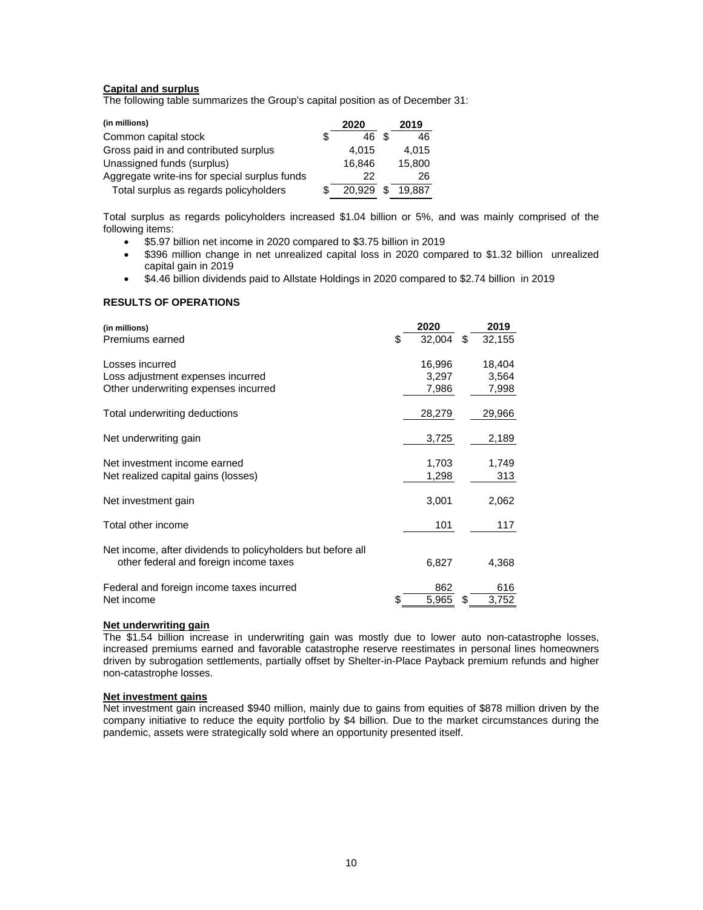**Capital and surplus**

The following table summarizes the Group's capital position as of December 31:

| (in millions) | 2020 | 2019 |
|---|---|---|
| Common capital stock | $ 46 | $ 46 |
| Gross paid in and contributed surplus | 4,015 | 4,015 |
| Unassigned funds (surplus) | 16,846 | 15,800 |
| Aggregate write-ins for special surplus funds | 22 | 26 |
| Total surplus as regards policyholders | $ 20,929 | $ 19,887 |

Total surplus as regards policyholders increased $1.04 billion or 5%, and was mainly comprised of the following items:

- $5.97 billion net income in 2020 compared to $3.75 billion in 2019
- $396 million change in net unrealized capital loss in 2020 compared to $1.32 billion unrealized capital gain in 2019
- $4.46 billion dividends paid to Allstate Holdings in 2020 compared to $2.74 billion in 2019

**RESULTS OF OPERATIONS**

| (in millions) | 2020 | 2019 |
|---|---|---|
| Premiums earned | $ 32,004 | $ 32,155 |
| Losses incurred | 16,996 | 18,404 |
| Loss adjustment expenses incurred | 3,297 | 3,564 |
| Other underwriting expenses incurred | 7,986 | 7,998 |
| Total underwriting deductions | 28,279 | 29,966 |
| Net underwriting gain | 3,725 | 2,189 |
| Net investment income earned | 1,703 | 1,749 |
| Net realized capital gains (losses) | 1,298 | 313 |
| Net investment gain | 3,001 | 2,062 |
| Total other income | 101 | 117 |
| Net income, after dividends to policyholders but before all other federal and foreign income taxes | 6,827 | 4,368 |
| Federal and foreign income taxes incurred | 862 | 616 |
| Net income | $ 5,965 | $ 3,752 |

**Net underwriting gain**

The $1.54 billion increase in underwriting gain was mostly due to lower auto non-catastrophe losses, increased premiums earned and favorable catastrophe reserve reestimates in personal lines homeowners driven by subrogation settlements, partially offset by Shelter-in-Place Payback premium refunds and higher non-catastrophe losses.

**Net investment gains**

Net investment gain increased $940 million, mainly due to gains from equities of $878 million driven by the company initiative to reduce the equity portfolio by $4 billion. Due to the market circumstances during the pandemic, assets were strategically sold where an opportunity presented itself.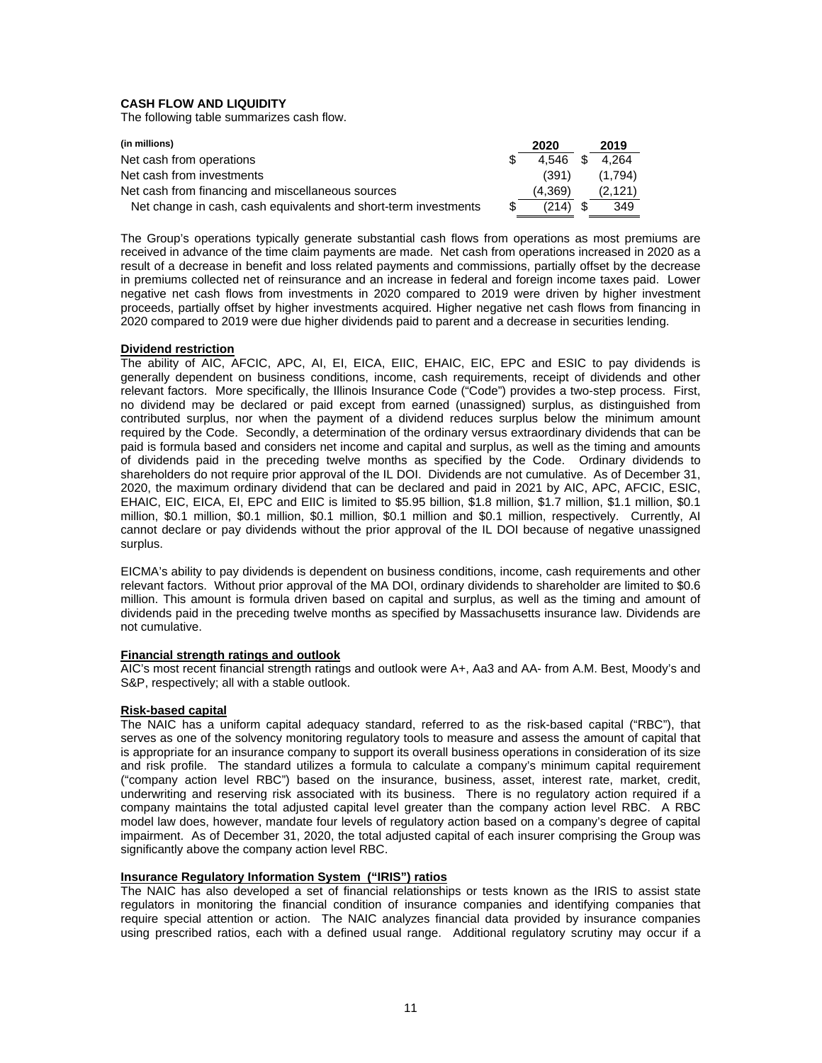## CASH FLOW AND LIQUIDITY

The following table summarizes cash flow.

| (in millions) | 2020 | 2019 |
|---|---|---|
| Net cash from operations | $ 4,546 | $ 4,264 |
| Net cash from investments | (391) | (1,794) |
| Net cash from financing and miscellaneous sources | (4,369) | (2,121) |
| Net change in cash, cash equivalents and short-term investments | $ (214) | $ 349 |

The Group's operations typically generate substantial cash flows from operations as most premiums are received in advance of the time claim payments are made. Net cash from operations increased in 2020 as a result of a decrease in benefit and loss related payments and commissions, partially offset by the decrease in premiums collected net of reinsurance and an increase in federal and foreign income taxes paid. Lower negative net cash flows from investments in 2020 compared to 2019 were driven by higher investment proceeds, partially offset by higher investments acquired. Higher negative net cash flows from financing in 2020 compared to 2019 were due higher dividends paid to parent and a decrease in securities lending.

### Dividend restriction

The ability of AIC, AFCIC, APC, AI, EI, EICA, EIIC, EHAIC, EIC, EPC and ESIC to pay dividends is generally dependent on business conditions, income, cash requirements, receipt of dividends and other relevant factors. More specifically, the Illinois Insurance Code ("Code") provides a two-step process. First, no dividend may be declared or paid except from earned (unassigned) surplus, as distinguished from contributed surplus, nor when the payment of a dividend reduces surplus below the minimum amount required by the Code. Secondly, a determination of the ordinary versus extraordinary dividends that can be paid is formula based and considers net income and capital and surplus, as well as the timing and amounts of dividends paid in the preceding twelve months as specified by the Code. Ordinary dividends to shareholders do not require prior approval of the IL DOI. Dividends are not cumulative. As of December 31, 2020, the maximum ordinary dividend that can be declared and paid in 2021 by AIC, APC, AFCIC, ESIC, EHAIC, EIC, EICA, EI, EPC and EIIC is limited to $5.95 billion, $1.8 million, $1.7 million, $1.1 million, $0.1 million, $0.1 million, $0.1 million, $0.1 million, $0.1 million and $0.1 million, respectively. Currently, AI cannot declare or pay dividends without the prior approval of the IL DOI because of negative unassigned surplus.

EICMA's ability to pay dividends is dependent on business conditions, income, cash requirements and other relevant factors. Without prior approval of the MA DOI, ordinary dividends to shareholder are limited to $0.6 million. This amount is formula driven based on capital and surplus, as well as the timing and amount of dividends paid in the preceding twelve months as specified by Massachusetts insurance law. Dividends are not cumulative.

### Financial strength ratings and outlook

AIC's most recent financial strength ratings and outlook were A+, Aa3 and AA- from A.M. Best, Moody's and S&P, respectively; all with a stable outlook.

### Risk-based capital

The NAIC has a uniform capital adequacy standard, referred to as the risk-based capital ("RBC"), that serves as one of the solvency monitoring regulatory tools to measure and assess the amount of capital that is appropriate for an insurance company to support its overall business operations in consideration of its size and risk profile. The standard utilizes a formula to calculate a company's minimum capital requirement ("company action level RBC") based on the insurance, business, asset, interest rate, market, credit, underwriting and reserving risk associated with its business. There is no regulatory action required if a company maintains the total adjusted capital level greater than the company action level RBC. A RBC model law does, however, mandate four levels of regulatory action based on a company's degree of capital impairment. As of December 31, 2020, the total adjusted capital of each insurer comprising the Group was significantly above the company action level RBC.

### Insurance Regulatory Information System ("IRIS") ratios

The NAIC has also developed a set of financial relationships or tests known as the IRIS to assist state regulators in monitoring the financial condition of insurance companies and identifying companies that require special attention or action. The NAIC analyzes financial data provided by insurance companies using prescribed ratios, each with a defined usual range. Additional regulatory scrutiny may occur if a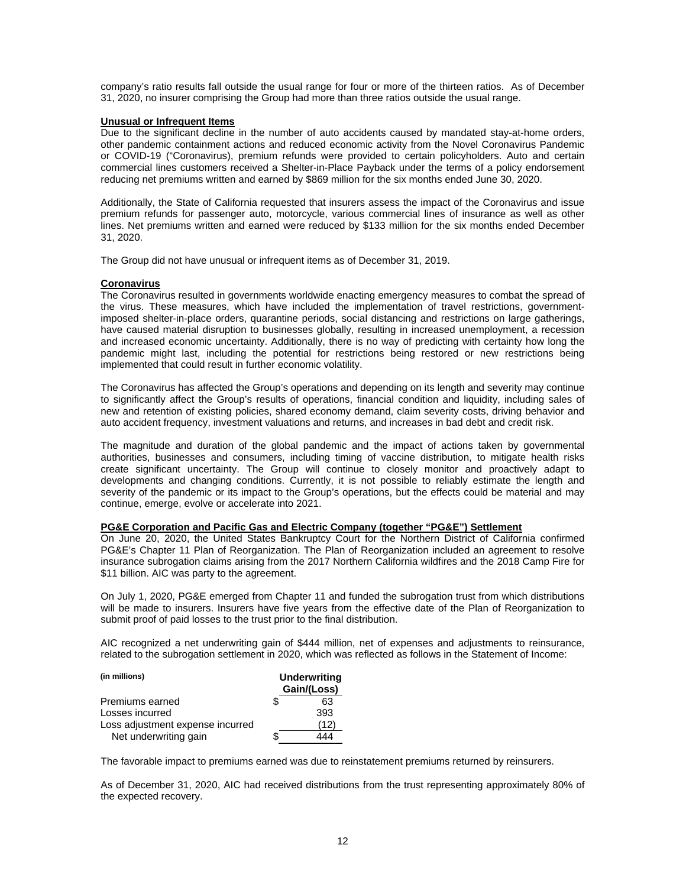company's ratio results fall outside the usual range for four or more of the thirteen ratios. As of December 31, 2020, no insurer comprising the Group had more than three ratios outside the usual range.

**Unusual or Infrequent Items**

Due to the significant decline in the number of auto accidents caused by mandated stay-at-home orders, other pandemic containment actions and reduced economic activity from the Novel Coronavirus Pandemic or COVID-19 ("Coronavirus"), premium refunds were provided to certain policyholders. Auto and certain commercial lines customers received a Shelter-in-Place Payback under the terms of a policy endorsement reducing net premiums written and earned by $869 million for the six months ended June 30, 2020.

Additionally, the State of California requested that insurers assess the impact of the Coronavirus and issue premium refunds for passenger auto, motorcycle, various commercial lines of insurance as well as other lines. Net premiums written and earned were reduced by $133 million for the six months ended December 31, 2020.

The Group did not have unusual or infrequent items as of December 31, 2019.

**Coronavirus**

The Coronavirus resulted in governments worldwide enacting emergency measures to combat the spread of the virus. These measures, which have included the implementation of travel restrictions, government-imposed shelter-in-place orders, quarantine periods, social distancing and restrictions on large gatherings, have caused material disruption to businesses globally, resulting in increased unemployment, a recession and increased economic uncertainty. Additionally, there is no way of predicting with certainty how long the pandemic might last, including the potential for restrictions being restored or new restrictions being implemented that could result in further economic volatility.

The Coronavirus has affected the Group's operations and depending on its length and severity may continue to significantly affect the Group's results of operations, financial condition and liquidity, including sales of new and retention of existing policies, shared economy demand, claim severity costs, driving behavior and auto accident frequency, investment valuations and returns, and increases in bad debt and credit risk.

The magnitude and duration of the global pandemic and the impact of actions taken by governmental authorities, businesses and consumers, including timing of vaccine distribution, to mitigate health risks create significant uncertainty. The Group will continue to closely monitor and proactively adapt to developments and changing conditions. Currently, it is not possible to reliably estimate the length and severity of the pandemic or its impact to the Group's operations, but the effects could be material and may continue, emerge, evolve or accelerate into 2021.

**PG&E Corporation and Pacific Gas and Electric Company (together "PG&E") Settlement**

On June 20, 2020, the United States Bankruptcy Court for the Northern District of California confirmed PG&E's Chapter 11 Plan of Reorganization. The Plan of Reorganization included an agreement to resolve insurance subrogation claims arising from the 2017 Northern California wildfires and the 2018 Camp Fire for $11 billion. AIC was party to the agreement.

On July 1, 2020, PG&E emerged from Chapter 11 and funded the subrogation trust from which distributions will be made to insurers. Insurers have five years from the effective date of the Plan of Reorganization to submit proof of paid losses to the trust prior to the final distribution.

AIC recognized a net underwriting gain of $444 million, net of expenses and adjustments to reinsurance, related to the subrogation settlement in 2020, which was reflected as follows in the Statement of Income:

| (in millions) | Underwriting Gain/(Loss) |
|---|---|
| Premiums earned | $ 63 |
| Losses incurred | 393 |
| Loss adjustment expense incurred | (12) |
| Net underwriting gain | $ 444 |

The favorable impact to premiums earned was due to reinstatement premiums returned by reinsurers.

As of December 31, 2020, AIC had received distributions from the trust representing approximately 80% of the expected recovery.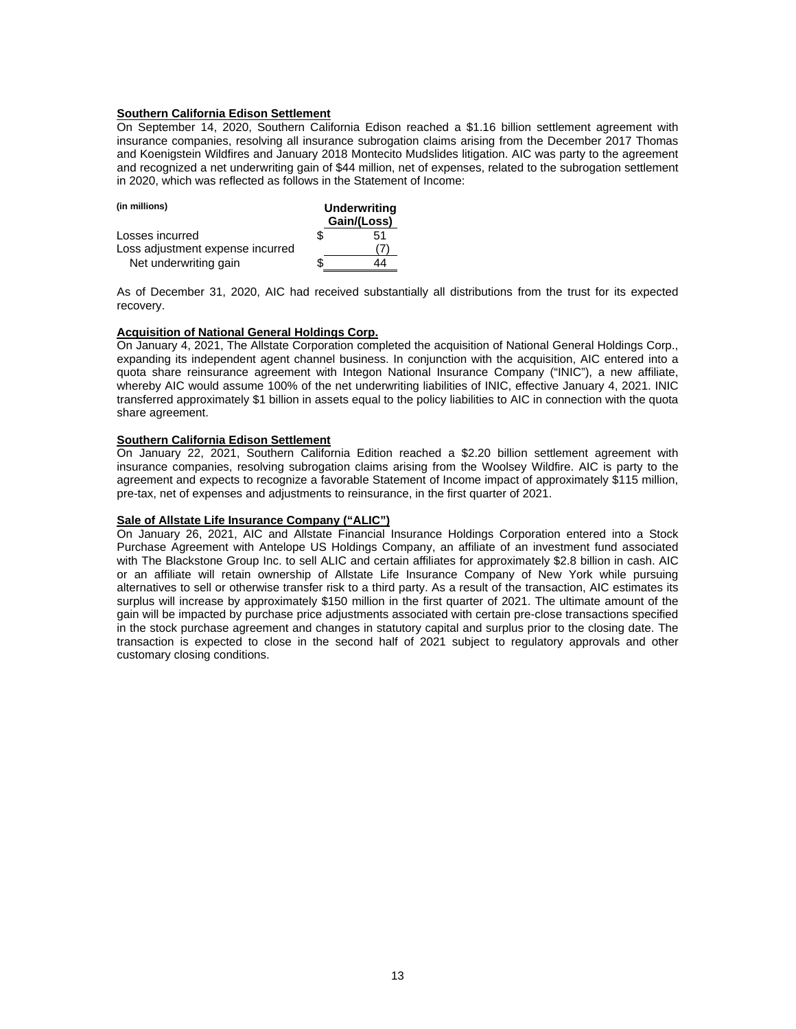**Southern California Edison Settlement**

On September 14, 2020, Southern California Edison reached a $1.16 billion settlement agreement with insurance companies, resolving all insurance subrogation claims arising from the December 2017 Thomas and Koenigstein Wildfires and January 2018 Montecito Mudslides litigation. AIC was party to the agreement and recognized a net underwriting gain of $44 million, net of expenses, related to the subrogation settlement in 2020, which was reflected as follows in the Statement of Income:

| (in millions) | Underwriting Gain/(Loss) |
|---|---|
| Losses incurred | $ 51 |
| Loss adjustment expense incurred | (7) |
| Net underwriting gain | $ 44 |

As of December 31, 2020, AIC had received substantially all distributions from the trust for its expected recovery.

**Acquisition of National General Holdings Corp.**

On January 4, 2021, The Allstate Corporation completed the acquisition of National General Holdings Corp., expanding its independent agent channel business. In conjunction with the acquisition, AIC entered into a quota share reinsurance agreement with Integon National Insurance Company ("INIC"), a new affiliate, whereby AIC would assume 100% of the net underwriting liabilities of INIC, effective January 4, 2021. INIC transferred approximately $1 billion in assets equal to the policy liabilities to AIC in connection with the quota share agreement.

**Southern California Edison Settlement**

On January 22, 2021, Southern California Edition reached a $2.20 billion settlement agreement with insurance companies, resolving subrogation claims arising from the Woolsey Wildfire. AIC is party to the agreement and expects to recognize a favorable Statement of Income impact of approximately $115 million, pre-tax, net of expenses and adjustments to reinsurance, in the first quarter of 2021.

**Sale of Allstate Life Insurance Company ("ALIC")**

On January 26, 2021, AIC and Allstate Financial Insurance Holdings Corporation entered into a Stock Purchase Agreement with Antelope US Holdings Company, an affiliate of an investment fund associated with The Blackstone Group Inc. to sell ALIC and certain affiliates for approximately $2.8 billion in cash. AIC or an affiliate will retain ownership of Allstate Life Insurance Company of New York while pursuing alternatives to sell or otherwise transfer risk to a third party. As a result of the transaction, AIC estimates its surplus will increase by approximately $150 million in the first quarter of 2021. The ultimate amount of the gain will be impacted by purchase price adjustments associated with certain pre-close transactions specified in the stock purchase agreement and changes in statutory capital and surplus prior to the closing date. The transaction is expected to close in the second half of 2021 subject to regulatory approvals and other customary closing conditions.